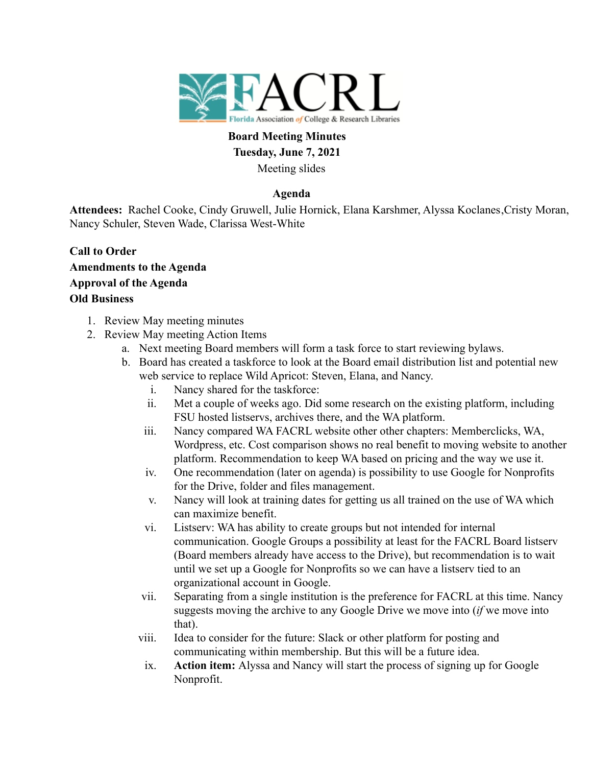FACRL

Florida Association of College & Research Libraries

**Board Meeting Minutes**
**Tuesday, June 7, 2021**
Meeting slides

**Agenda**

**Attendees:** Rachel Cooke, Cindy Gruwell, Julie Hornick, Elana Karshmer, Alyssa Koclanes,Cristy Moran, Nancy Schuler, Steven Wade, Clarissa West-White

**Call to Order**
**Amendments to the Agenda**
**Approval of the Agenda**
**Old Business**

1. Review May meeting minutes
2. Review May meeting Action Items
   a. Next meeting Board members will form a task force to start reviewing bylaws.
   b. Board has created a taskforce to look at the Board email distribution list and potential new web service to replace Wild Apricot: Steven, Elana, and Nancy.
      i. Nancy shared for the taskforce:
      ii. Met a couple of weeks ago. Did some research on the existing platform, including FSU hosted listservs, archives there, and the WA platform.
      iii. Nancy compared WA FACRL website other other chapters: Memberclicks, WA, Wordpress, etc. Cost comparison shows no real benefit to moving website to another platform. Recommendation to keep WA based on pricing and the way we use it.
      iv. One recommendation (later on agenda) is possibility to use Google for Nonprofits for the Drive, folder and files management.
      v. Nancy will look at training dates for getting us all trained on the use of WA which can maximize benefit.
      vi. Listserv: WA has ability to create groups but not intended for internal communication. Google Groups a possibility at least for the FACRL Board listserv (Board members already have access to the Drive), but recommendation is to wait until we set up a Google for Nonprofits so we can have a listserv tied to an organizational account in Google.
      vii. Separating from a single institution is the preference for FACRL at this time. Nancy suggests moving the archive to any Google Drive we move into (*if* we move into that).
      viii. Idea to consider for the future: Slack or other platform for posting and communicating within membership. But this will be a future idea.
      ix. **Action item:** Alyssa and Nancy will start the process of signing up for Google Nonprofit.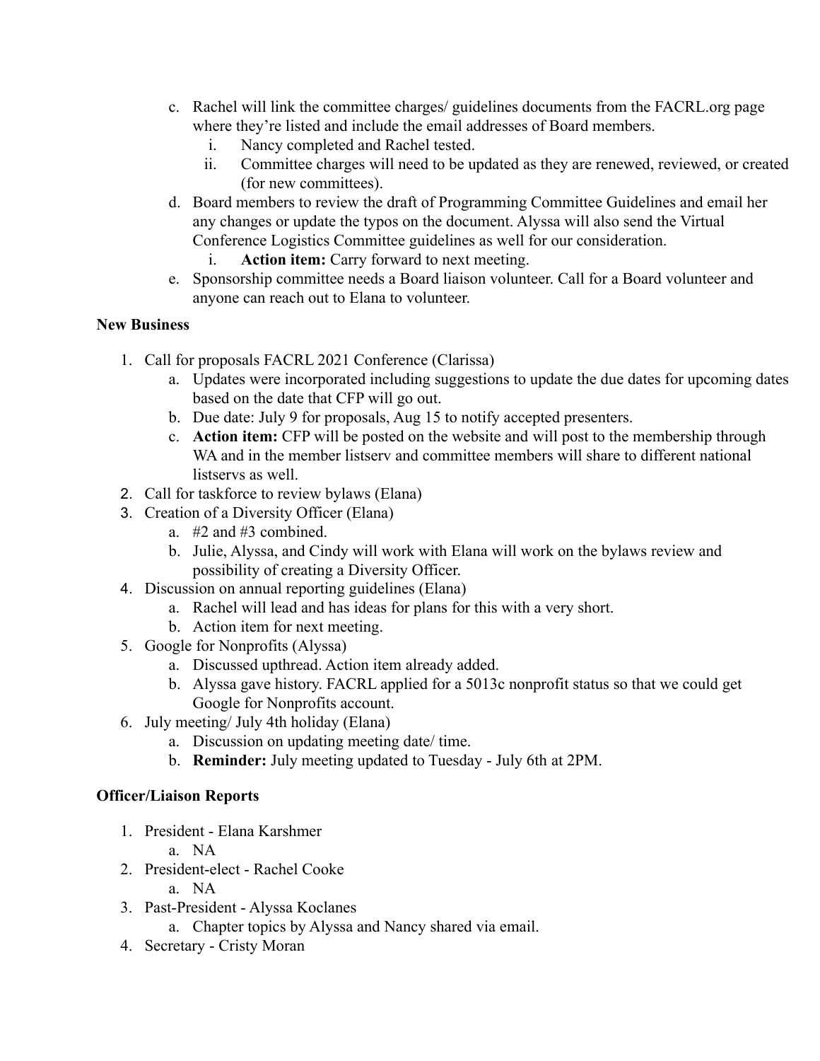c. Rachel will link the committee charges/ guidelines documents from the FACRL.org page where they're listed and include the email addresses of Board members.
    i. Nancy completed and Rachel tested.
    ii. Committee charges will need to be updated as they are renewed, reviewed, or created (for new committees).

d. Board members to review the draft of Programming Committee Guidelines and email her any changes or update the typos on the document. Alyssa will also send the Virtual Conference Logistics Committee guidelines as well for our consideration.
    i. **Action item:** Carry forward to next meeting.

e. Sponsorship committee needs a Board liaison volunteer. Call for a Board volunteer and anyone can reach out to Elana to volunteer.

**New Business**

1. Call for proposals FACRL 2021 Conference (Clarissa)
    a. Updates were incorporated including suggestions to update the due dates for upcoming dates based on the date that CFP will go out.
    b. Due date: July 9 for proposals, Aug 15 to notify accepted presenters.
    c. **Action item:** CFP will be posted on the website and will post to the membership through WA and in the member listserv and committee members will share to different national listservs as well.
2. Call for taskforce to review bylaws (Elana)
3. Creation of a Diversity Officer (Elana)
    a. #2 and #3 combined.
    b. Julie, Alyssa, and Cindy will work with Elana will work on the bylaws review and possibility of creating a Diversity Officer.
4. Discussion on annual reporting guidelines (Elana)
    a. Rachel will lead and has ideas for plans for this with a very short.
    b. Action item for next meeting.
5. Google for Nonprofits (Alyssa)
    a. Discussed upthread. Action item already added.
    b. Alyssa gave history. FACRL applied for a 5013c nonprofit status so that we could get Google for Nonprofits account.
6. July meeting/ July 4th holiday (Elana)
    a. Discussion on updating meeting date/ time.
    b. **Reminder:** July meeting updated to Tuesday - July 6th at 2PM.

**Officer/Liaison Reports**

1. President - Elana Karshmer
    a. NA
2. President-elect - Rachel Cooke
    a. NA
3. Past-President - Alyssa Koclanes
    a. Chapter topics by Alyssa and Nancy shared via email.
4. Secretary - Cristy Moran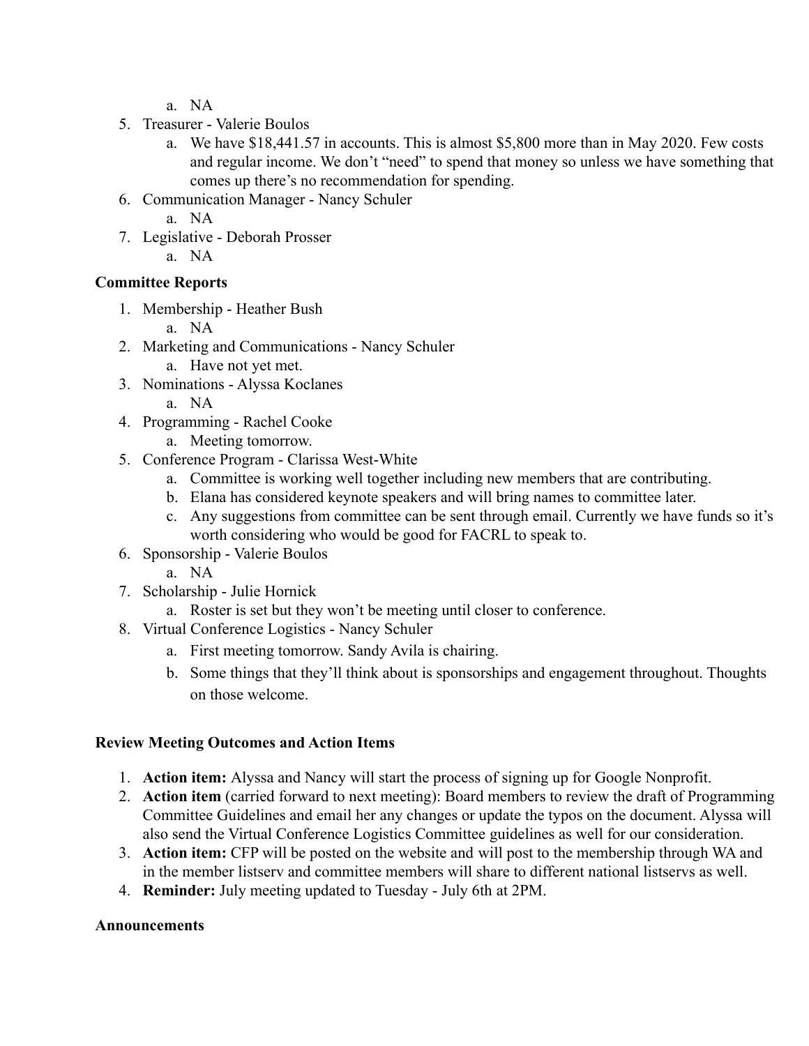a. NA

5. Treasurer - Valerie Boulos
   a. We have $18,441.57 in accounts. This is almost $5,800 more than in May 2020. Few costs and regular income. We don't "need" to spend that money so unless we have something that comes up there's no recommendation for spending.
6. Communication Manager - Nancy Schuler
   a. NA
7. Legislative - Deborah Prosser
   a. NA

**Committee Reports**

1. Membership - Heather Bush
   a. NA
2. Marketing and Communications - Nancy Schuler
   a. Have not yet met.
3. Nominations - Alyssa Koclanes
   a. NA
4. Programming - Rachel Cooke
   a. Meeting tomorrow.
5. Conference Program - Clarissa West-White
   a. Committee is working well together including new members that are contributing.
   b. Elana has considered keynote speakers and will bring names to committee later.
   c. Any suggestions from committee can be sent through email. Currently we have funds so it's worth considering who would be good for FACRL to speak to.
6. Sponsorship - Valerie Boulos
   a. NA
7. Scholarship - Julie Hornick
   a. Roster is set but they won't be meeting until closer to conference.
8. Virtual Conference Logistics - Nancy Schuler
   a. First meeting tomorrow. Sandy Avila is chairing.
   b. Some things that they'll think about is sponsorships and engagement throughout. Thoughts on those welcome.

**Review Meeting Outcomes and Action Items**

1. **Action item:** Alyssa and Nancy will start the process of signing up for Google Nonprofit.
2. **Action item** (carried forward to next meeting): Board members to review the draft of Programming Committee Guidelines and email her any changes or update the typos on the document. Alyssa will also send the Virtual Conference Logistics Committee guidelines as well for our consideration.
3. **Action item:** CFP will be posted on the website and will post to the membership through WA and in the member listserv and committee members will share to different national listservs as well.
4. **Reminder:** July meeting updated to Tuesday - July 6th at 2PM.

**Announcements**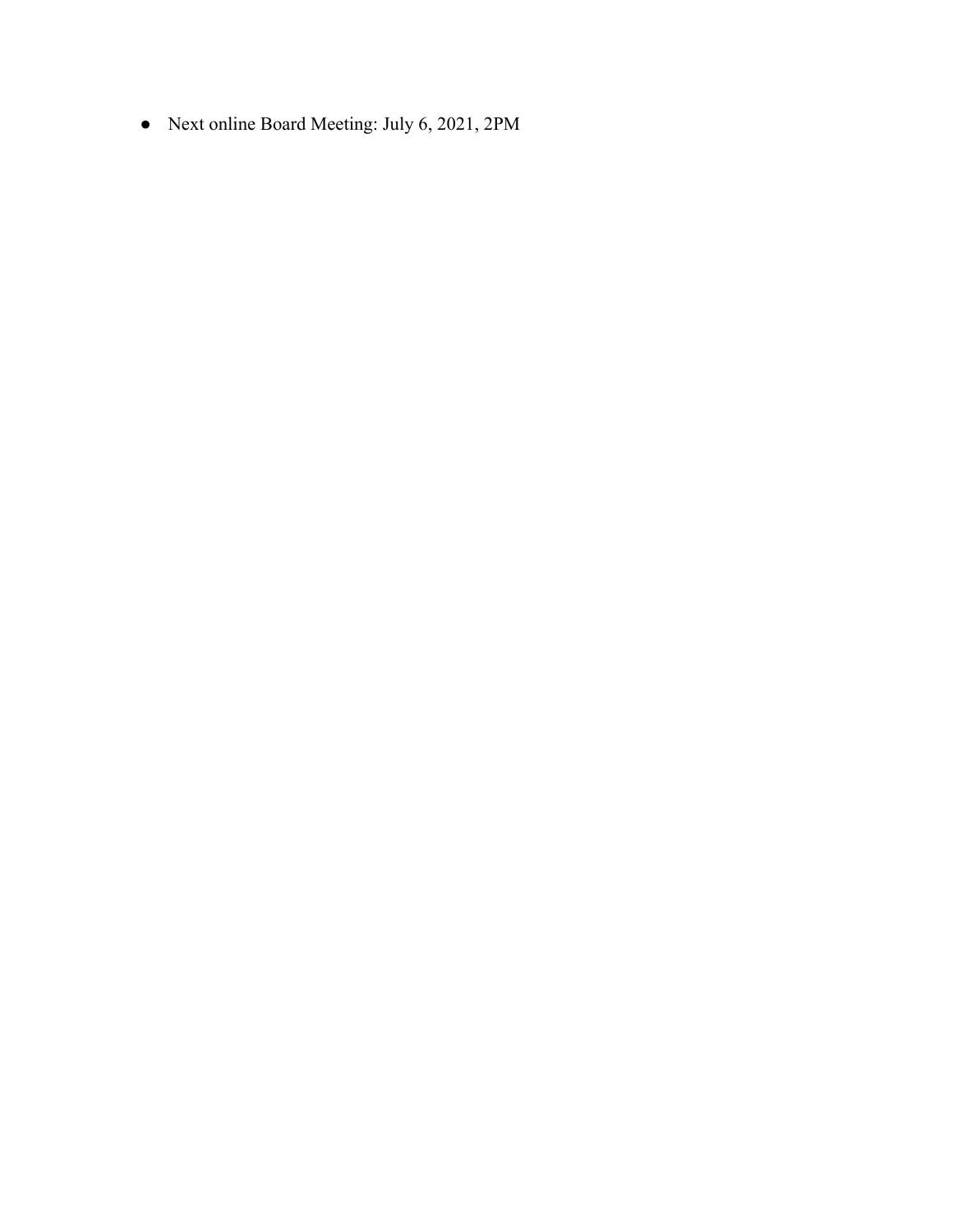- Next online Board Meeting: July 6, 2021, 2PM